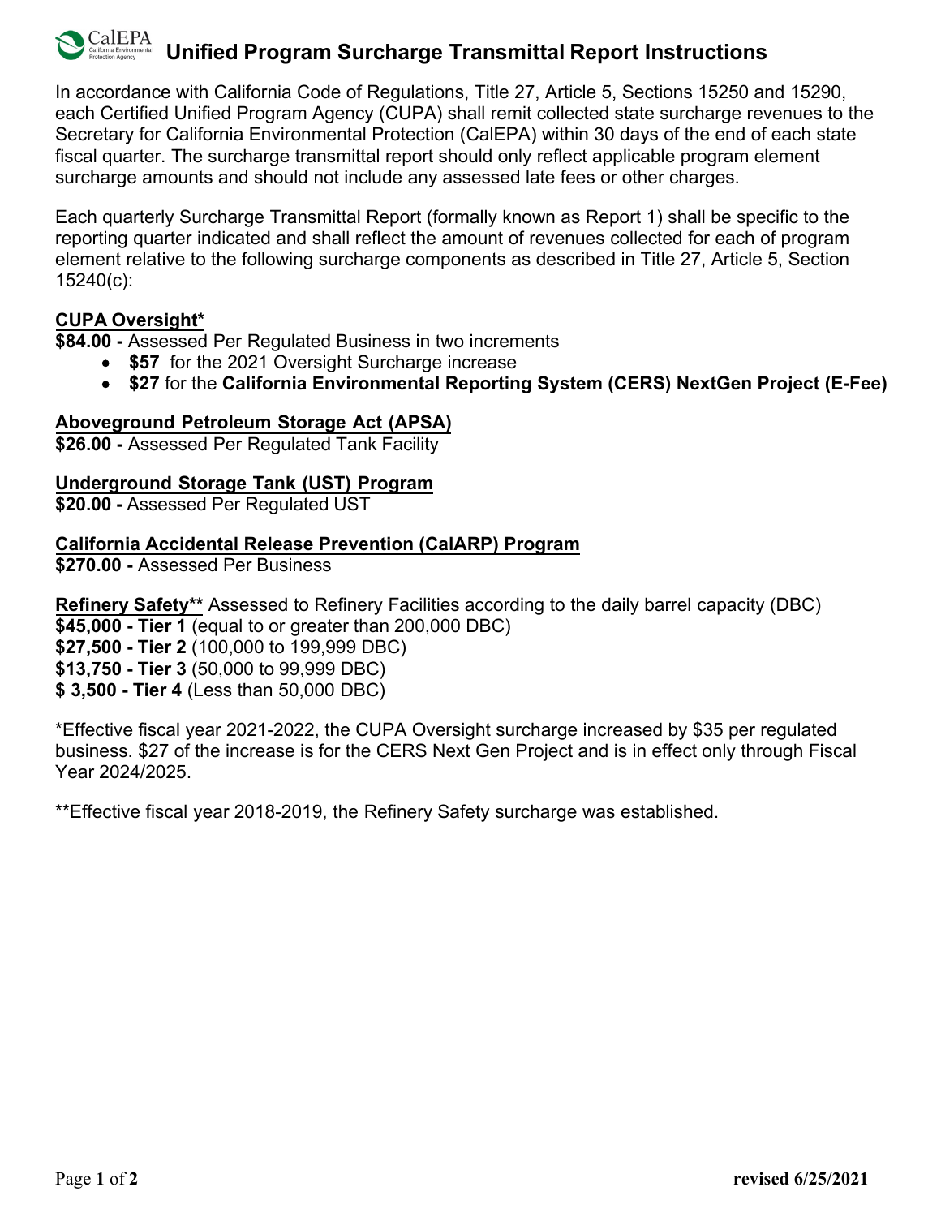# Unified Program Surcharge Transmittal Report Instructions

In accordance with California Code of Regulations, Title 27, Article 5, Sections 15250 and 15290, each Certified Unified Program Agency (CUPA) shall remit collected state surcharge revenues to the Secretary for California Environmental Protection (CalEPA) within 30 days of the end of each state fiscal quarter. The surcharge transmittal report should only reflect applicable program element surcharge amounts and should not include any assessed late fees or other charges.

Each quarterly Surcharge Transmittal Report (formally known as Report 1) shall be specific to the reporting quarter indicated and shall reflect the amount of revenues collected for each of program element relative to the following surcharge components as described in Title 27, Article 5, Section 15240(c):

**CUPA Oversight***

**$84.00 -** Assessed Per Regulated Business in two increments

- **$57** for the 2021 Oversight Surcharge increase
- **$27** for the **California Environmental Reporting System (CERS) NextGen Project (E-Fee)**

**Aboveground Petroleum Storage Act (APSA)**

**$26.00 -** Assessed Per Regulated Tank Facility

**Underground Storage Tank (UST) Program**

**$20.00 -** Assessed Per Regulated UST

**California Accidental Release Prevention (CalARP) Program**

**$270.00 -** Assessed Per Business

**Refinery Safety**** Assessed to Refinery Facilities according to the daily barrel capacity (DBC)

**$45,000 - Tier 1** (equal to or greater than 200,000 DBC)
**$27,500 - Tier 2** (100,000 to 199,999 DBC)
**$13,750 - Tier 3** (50,000 to 99,999 DBC)
**$ 3,500 - Tier 4** (Less than 50,000 DBC)

*Effective fiscal year 2021-2022, the CUPA Oversight surcharge increased by $35 per regulated business. $27 of the increase is for the CERS Next Gen Project and is in effect only through Fiscal Year 2024/2025.

**Effective fiscal year 2018-2019, the Refinery Safety surcharge was established.

revised 6/25/2021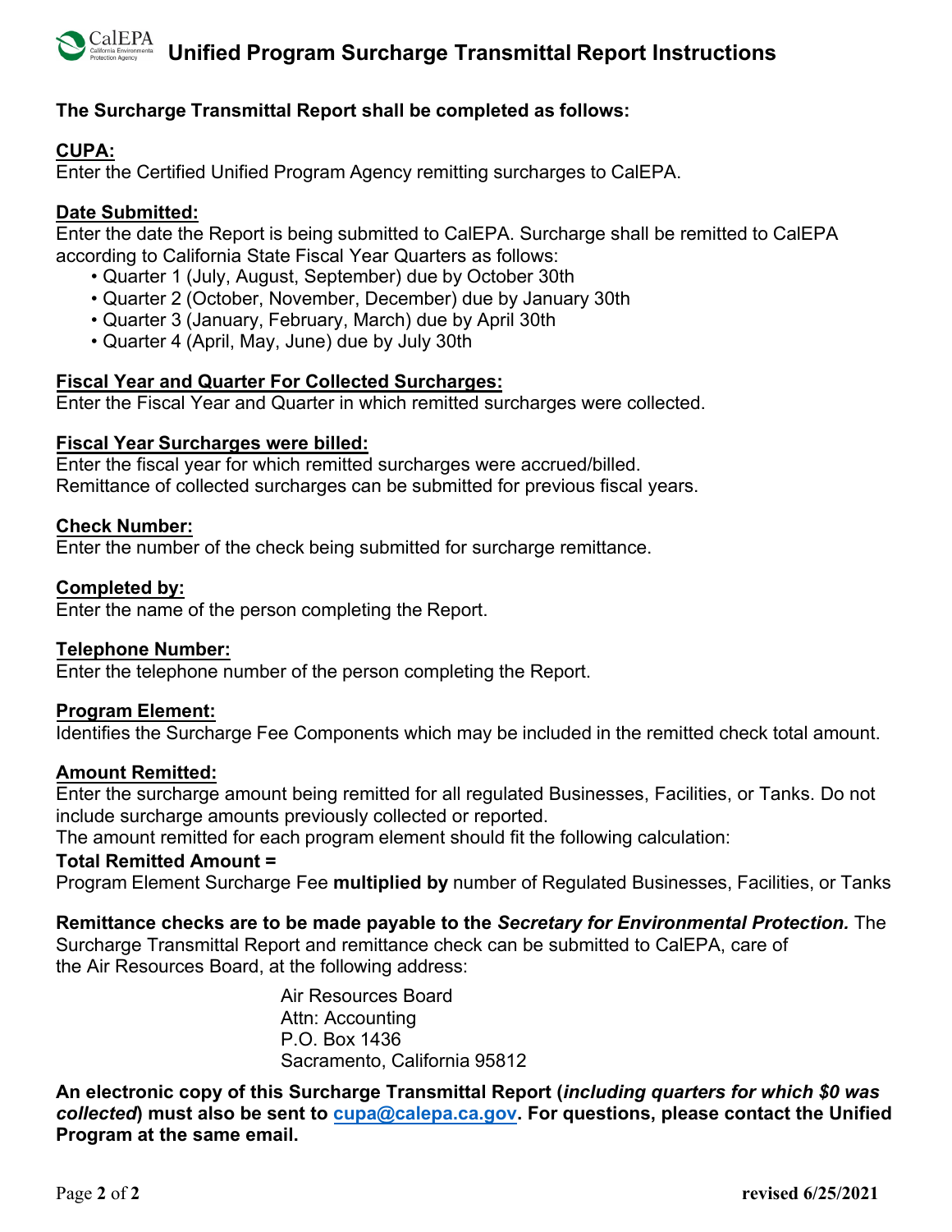# Unified Program Surcharge Transmittal Report Instructions

**The Surcharge Transmittal Report shall be completed as follows:**

**CUPA:**
Enter the Certified Unified Program Agency remitting surcharges to CalEPA.

**Date Submitted:**
Enter the date the Report is being submitted to CalEPA. Surcharge shall be remitted to CalEPA according to California State Fiscal Year Quarters as follows:

- Quarter 1 (July, August, September) due by October 30th
- Quarter 2 (October, November, December) due by January 30th
- Quarter 3 (January, February, March) due by April 30th
- Quarter 4 (April, May, June) due by July 30th

**Fiscal Year and Quarter For Collected Surcharges:**
Enter the Fiscal Year and Quarter in which remitted surcharges were collected.

**Fiscal Year Surcharges were billed:**
Enter the fiscal year for which remitted surcharges were accrued/billed.
Remittance of collected surcharges can be submitted for previous fiscal years.

**Check Number:**
Enter the number of the check being submitted for surcharge remittance.

**Completed by:**
Enter the name of the person completing the Report.

**Telephone Number:**
Enter the telephone number of the person completing the Report.

**Program Element:**
Identifies the Surcharge Fee Components which may be included in the remitted check total amount.

**Amount Remitted:**
Enter the surcharge amount being remitted for all regulated Businesses, Facilities, or Tanks. Do not include surcharge amounts previously collected or reported.
The amount remitted for each program element should fit the following calculation:

**Total Remitted Amount =**
Program Element Surcharge Fee **multiplied by** number of Regulated Businesses, Facilities, or Tanks

**Remittance checks are to be made payable to the *Secretary for Environmental Protection.*** The Surcharge Transmittal Report and remittance check can be submitted to CalEPA, care of the Air Resources Board, at the following address:

Air Resources Board
Attn: Accounting
P.O. Box 1436
Sacramento, California 95812

**An electronic copy of this Surcharge Transmittal Report (*including quarters for which $0 was collected*) must also be sent to cupa@calepa.ca.gov. For questions, please contact the Unified Program at the same email.**

revised 6/25/2021